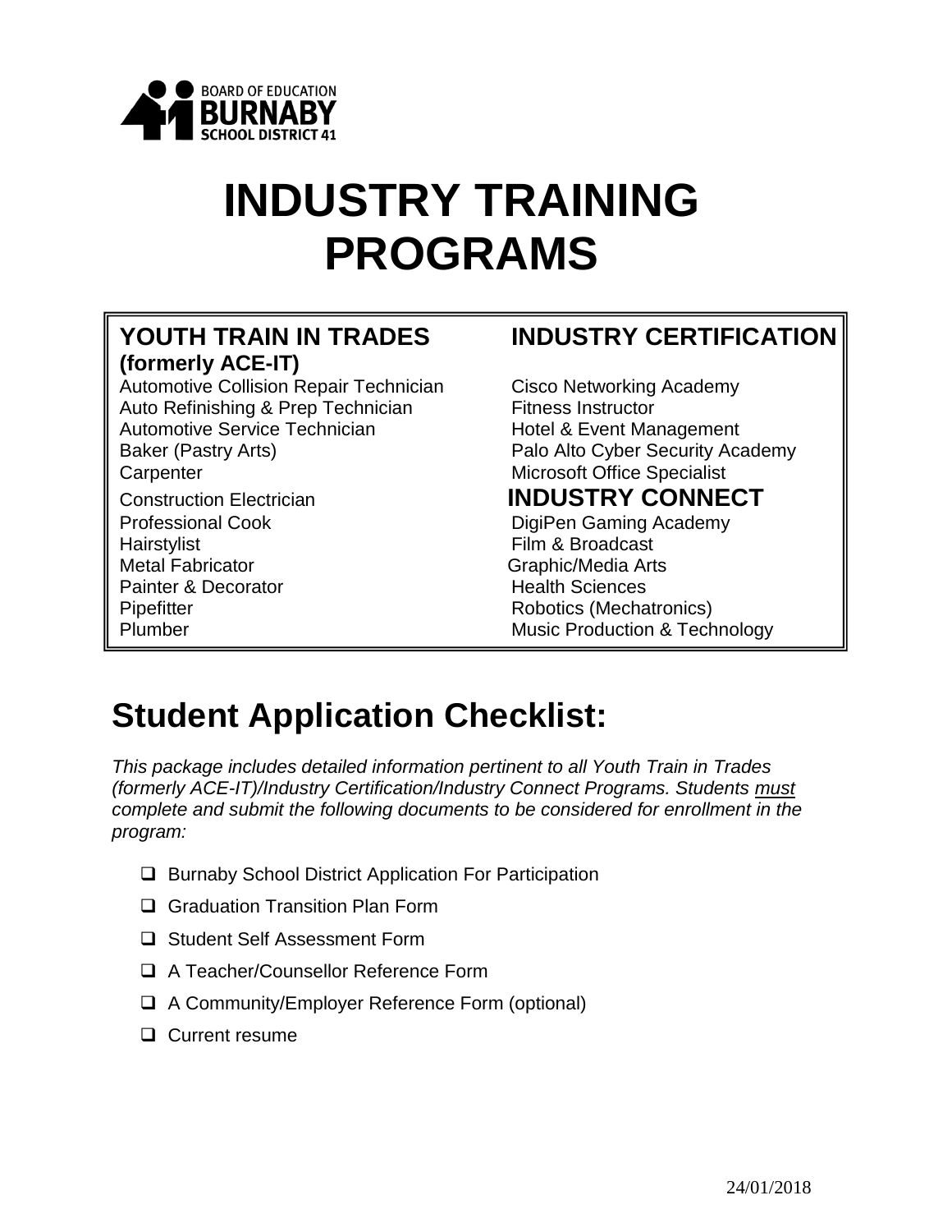BOARD OF EDUCATION
BURNABY
SCHOOL DISTRICT 41

# INDUSTRY TRAINING PROGRAMS

### YOUTH TRAIN IN TRADES (formerly ACE-IT)

- Automotive Collision Repair Technician
- Auto Refinishing & Prep Technician
- Automotive Service Technician
- Baker (Pastry Arts)
- Carpenter
- Construction Electrician
- Professional Cook
- Hairstylist
- Metal Fabricator
- Painter & Decorator
- Pipefitter
- Plumber

### INDUSTRY CERTIFICATION

- Cisco Networking Academy
- Fitness Instructor
- Hotel & Event Management
- Palo Alto Cyber Security Academy
- Microsoft Office Specialist

### INDUSTRY CONNECT

- DigiPen Gaming Academy
- Film & Broadcast
- Graphic/Media Arts
- Health Sciences
- Robotics (Mechatronics)
- Music Production & Technology

## Student Application Checklist:

*This package includes detailed information pertinent to all Youth Train in Trades (formerly ACE-IT)/Industry Certification/Industry Connect Programs. Students must complete and submit the following documents to be considered for enrollment in the program:*

- ❑ Burnaby School District Application For Participation
- ❑ Graduation Transition Plan Form
- ❑ Student Self Assessment Form
- ❑ A Teacher/Counsellor Reference Form
- ❑ A Community/Employer Reference Form (optional)
- ❑ Current resume

24/01/2018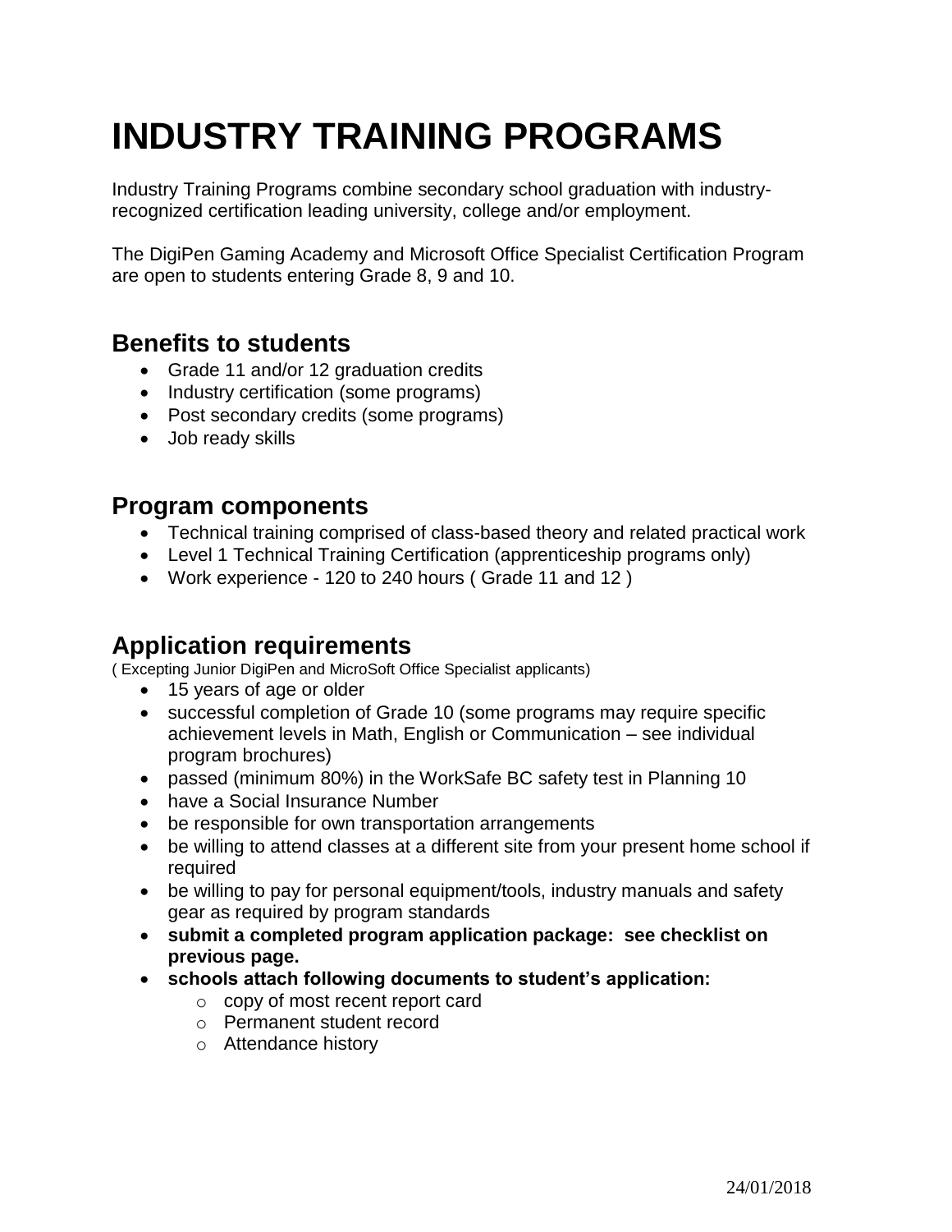# INDUSTRY TRAINING PROGRAMS

Industry Training Programs combine secondary school graduation with industry-recognized certification leading university, college and/or employment.

The DigiPen Gaming Academy and Microsoft Office Specialist Certification Program are open to students entering Grade 8, 9 and 10.

## Benefits to students

- Grade 11 and/or 12 graduation credits
- Industry certification (some programs)
- Post secondary credits (some programs)
- Job ready skills

## Program components

- Technical training comprised of class-based theory and related practical work
- Level 1 Technical Training Certification (apprenticeship programs only)
- Work experience - 120 to 240 hours ( Grade 11 and 12 )

## Application requirements

( Excepting Junior DigiPen and MicroSoft Office Specialist applicants)

- 15 years of age or older
- successful completion of Grade 10 (some programs may require specific achievement levels in Math, English or Communication – see individual program brochures)
- passed (minimum 80%) in the WorkSafe BC safety test in Planning 10
- have a Social Insurance Number
- be responsible for own transportation arrangements
- be willing to attend classes at a different site from your present home school if required
- be willing to pay for personal equipment/tools, industry manuals and safety gear as required by program standards
- **submit a completed program application package: see checklist on previous page.**
- **schools attach following documents to student's application:**
  - copy of most recent report card
  - Permanent student record
  - Attendance history

24/01/2018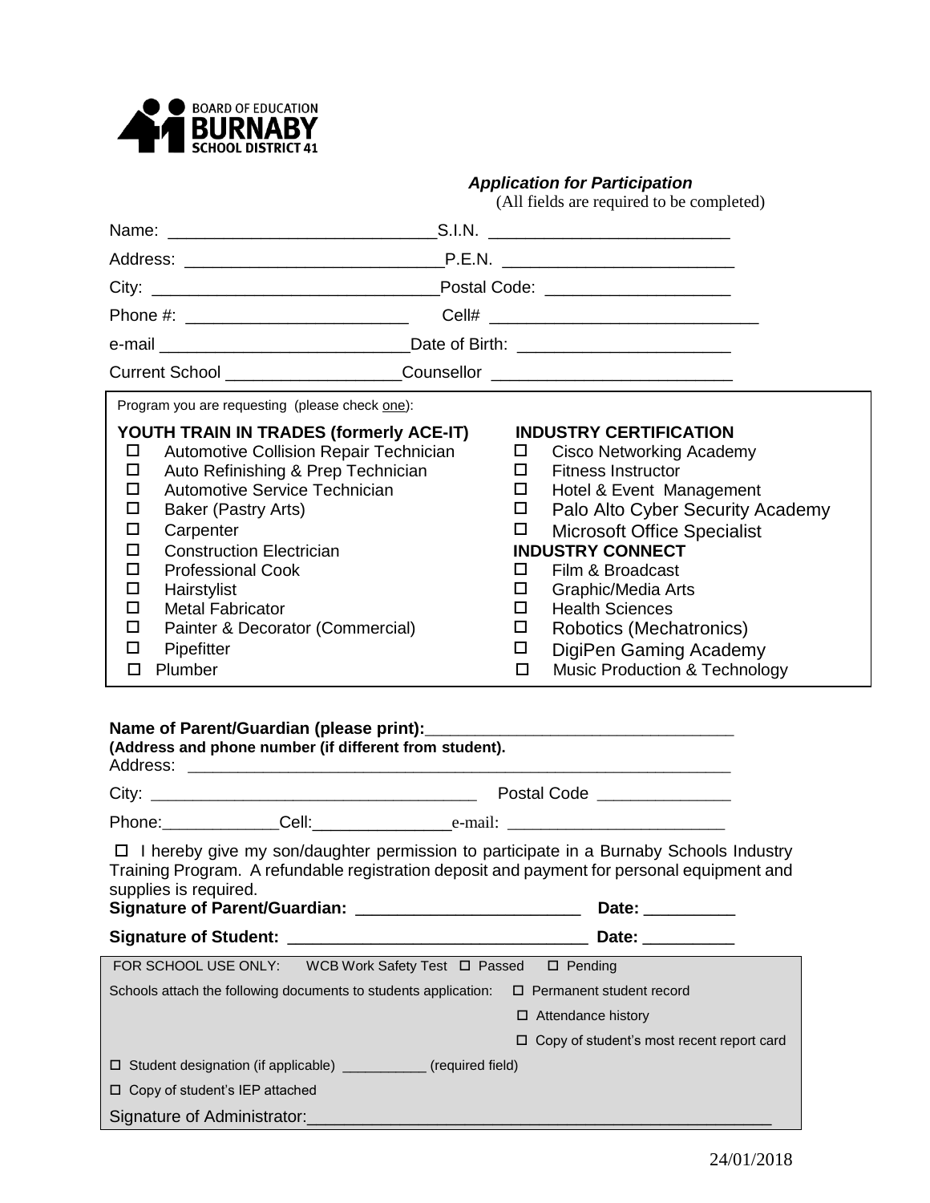BOARD OF EDUCATION
**BURNABY**
SCHOOL DISTRICT 41

***Application for Participation***
(All fields are required to be completed)

Name: _____________________________ S.I.N. _________________________

Address: ___________________________ P.E.N. ________________________

City: ______________________________ Postal Code: ___________________

Phone #: _______________________ Cell# ____________________________

e-mail __________________________ Date of Birth: ______________________

Current School __________________ Counsellor _________________________

Program you are requesting (please check one):

**YOUTH TRAIN IN TRADES (formerly ACE-IT)**

- ☐ Automotive Collision Repair Technician
- ☐ Auto Refinishing & Prep Technician
- ☐ Automotive Service Technician
- ☐ Baker (Pastry Arts)
- ☐ Carpenter
- ☐ Construction Electrician
- ☐ Professional Cook
- ☐ Hairstylist
- ☐ Metal Fabricator
- ☐ Painter & Decorator (Commercial)
- ☐ Pipefitter
- ☐ Plumber

**INDUSTRY CERTIFICATION**

- ☐ Cisco Networking Academy
- ☐ Fitness Instructor
- ☐ Hotel & Event Management
- ☐ Palo Alto Cyber Security Academy
- ☐ Microsoft Office Specialist

**INDUSTRY CONNECT**

- ☐ Film & Broadcast
- ☐ Graphic/Media Arts
- ☐ Health Sciences
- ☐ Robotics (Mechatronics)
- ☐ DigiPen Gaming Academy
- ☐ Music Production & Technology

**Name of Parent/Guardian (please print):**________________________________
**(Address and phone number (if different from student).**
Address: _____________________________________________________________

City: ___________________________________ Postal Code ______________

Phone:_____________ Cell:_______________ e-mail: ________________________

☐ I hereby give my son/daughter permission to participate in a Burnaby Schools Industry Training Program. A refundable registration deposit and payment for personal equipment and supplies is required.

**Signature of Parent/Guardian:** _______________________ **Date:** __________

**Signature of Student:** _______________________________ **Date:** __________

FOR SCHOOL USE ONLY: WCB Work Safety Test ☐ Passed ☐ Pending

Schools attach the following documents to students application:
- ☐ Permanent student record
- ☐ Attendance history
- ☐ Copy of student's most recent report card

☐ Student designation (if applicable) ___________ (required field)

☐ Copy of student's IEP attached

Signature of Administrator:_____________________________________________

24/01/2018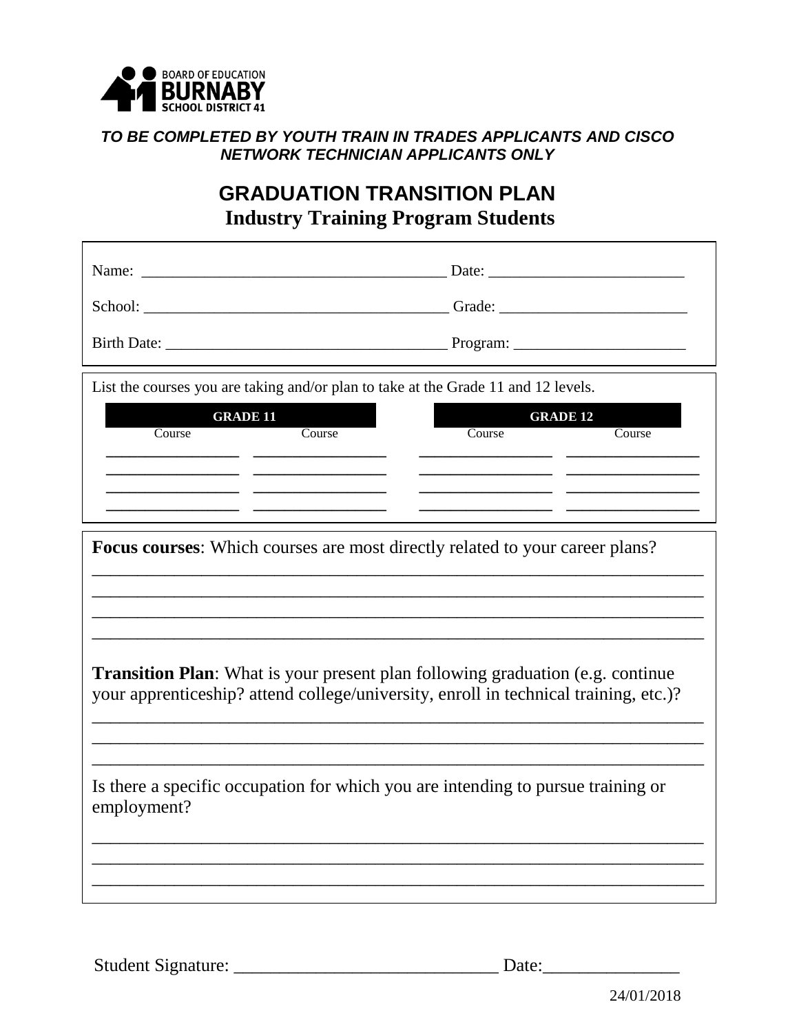BOARD OF EDUCATION
BURNABY
SCHOOL DISTRICT 41

***TO BE COMPLETED BY YOUTH TRAIN IN TRADES APPLICANTS AND CISCO NETWORK TECHNICIAN APPLICANTS ONLY***

# GRADUATION TRANSITION PLAN

## Industry Training Program Students

Name: ______________________________________ Date: ________________________

School: ______________________________________ Grade: _______________________

Birth Date: ___________________________________ Program: _____________________

List the courses you are taking and/or plan to take at the Grade 11 and 12 levels.

| GRADE 11 | | GRADE 12 | |
|---|---|---|---|
| Course | Course | Course | Course |
| ________________ | ________________ | ________________ | ________________ |
| ________________ | ________________ | ________________ | ________________ |
| ________________ | ________________ | ________________ | ________________ |
| ________________ | ________________ | ________________ | ________________ |

**Focus courses**: Which courses are most directly related to your career plans?

_____________________________________________________________________

_____________________________________________________________________

_____________________________________________________________________

_____________________________________________________________________

**Transition Plan**: What is your present plan following graduation (e.g. continue your apprenticeship? attend college/university, enroll in technical training, etc.)?

_____________________________________________________________________

_____________________________________________________________________

_____________________________________________________________________

Is there a specific occupation for which you are intending to pursue training or employment?

_____________________________________________________________________

_____________________________________________________________________

_____________________________________________________________________

Student Signature: _____________________________ Date:_______________

24/01/2018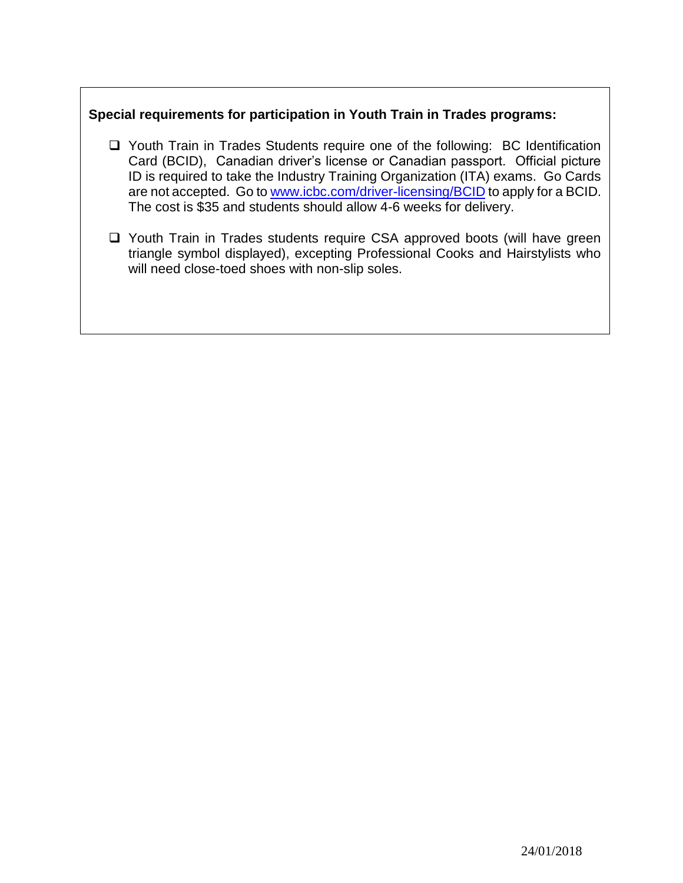**Special requirements for participation in Youth Train in Trades programs:**

- ❑ Youth Train in Trades Students require one of the following: BC Identification Card (BCID), Canadian driver's license or Canadian passport. Official picture ID is required to take the Industry Training Organization (ITA) exams. Go Cards are not accepted. Go to www.icbc.com/driver-licensing/BCID to apply for a BCID. The cost is $35 and students should allow 4-6 weeks for delivery.

- ❑ Youth Train in Trades students require CSA approved boots (will have green triangle symbol displayed), excepting Professional Cooks and Hairstylists who will need close-toed shoes with non-slip soles.

24/01/2018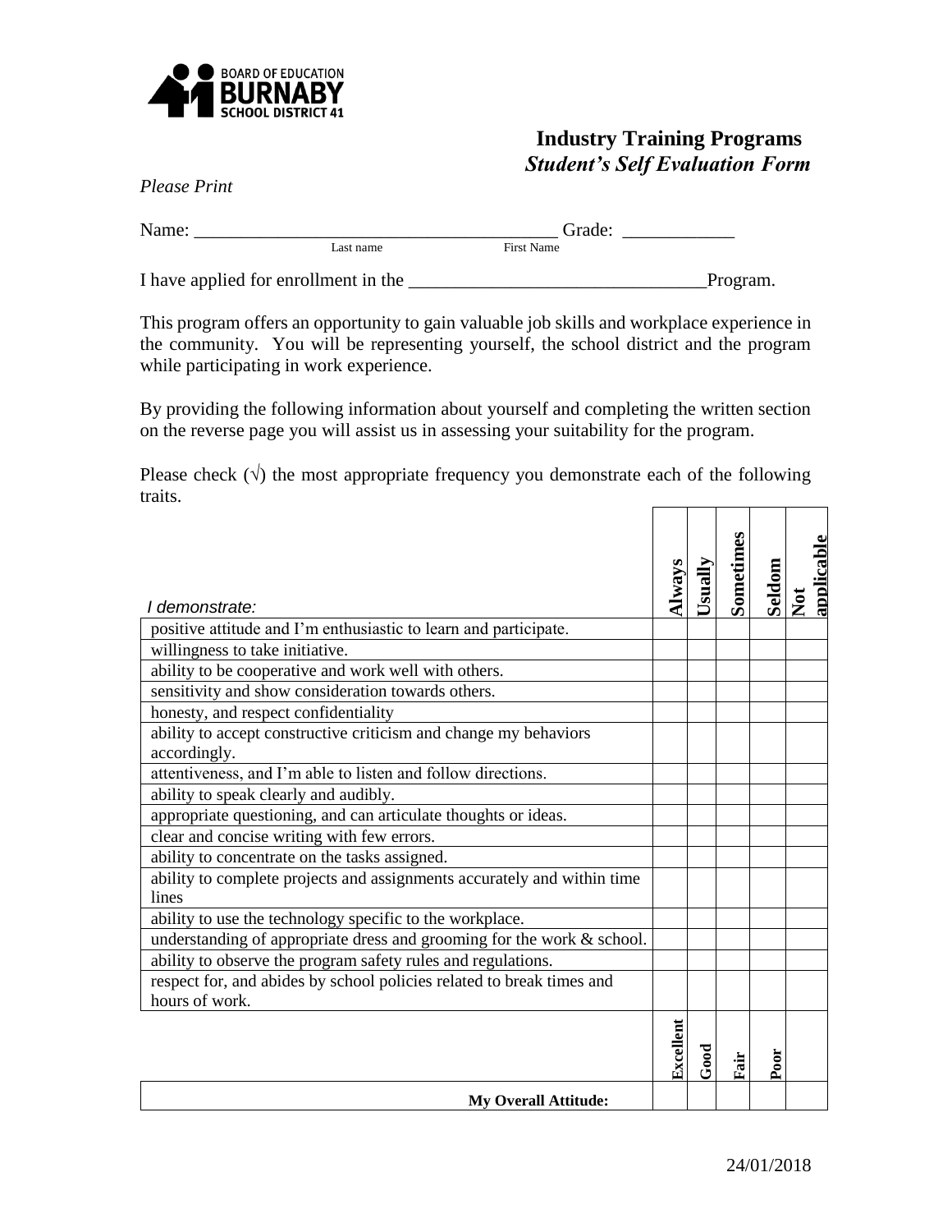BOARD OF EDUCATION
**BURNABY**
SCHOOL DISTRICT 41

# Industry Training Programs
## *Student's Self Evaluation Form*

*Please Print*

Name: ______________________________________ Grade: ____________
Last name First Name

I have applied for enrollment in the ________________________________Program.

This program offers an opportunity to gain valuable job skills and workplace experience in the community. You will be representing yourself, the school district and the program while participating in work experience.

By providing the following information about yourself and completing the written section on the reverse page you will assist us in assessing your suitability for the program.

Please check (√) the most appropriate frequency you demonstrate each of the following traits.

| *I demonstrate:* | **Always** | **Usually** | **Sometimes** | **Seldom** | **Not applicable** |
|---|---|---|---|---|---|
| positive attitude and I'm enthusiastic to learn and participate. | | | | | |
| willingness to take initiative. | | | | | |
| ability to be cooperative and work well with others. | | | | | |
| sensitivity and show consideration towards others. | | | | | |
| honesty, and respect confidentiality | | | | | |
| ability to accept constructive criticism and change my behaviors accordingly. | | | | | |
| attentiveness, and I'm able to listen and follow directions. | | | | | |
| ability to speak clearly and audibly. | | | | | |
| appropriate questioning, and can articulate thoughts or ideas. | | | | | |
| clear and concise writing with few errors. | | | | | |
| ability to concentrate on the tasks assigned. | | | | | |
| ability to complete projects and assignments accurately and within time lines | | | | | |
| ability to use the technology specific to the workplace. | | | | | |
| understanding of appropriate dress and grooming for the work & school. | | | | | |
| ability to observe the program safety rules and regulations. | | | | | |
| respect for, and abides by school policies related to break times and hours of work. | | | | | |
| | **Excellent** | **Good** | **Fair** | **Poor** | |
| **My Overall Attitude:** | | | | | |

24/01/2018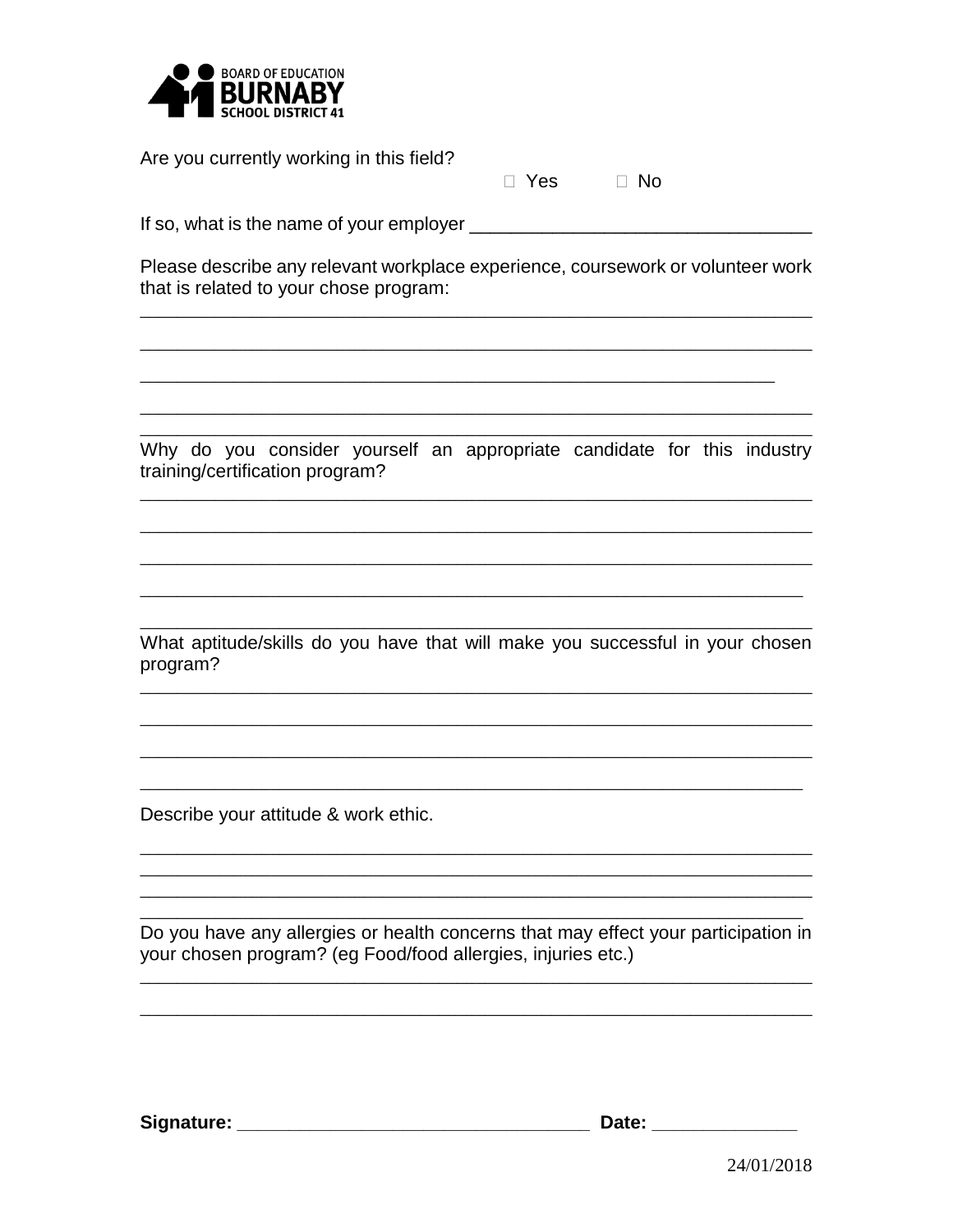BOARD OF EDUCATION
**BURNABY**
SCHOOL DISTRICT 41

Are you currently working in this field?

☐ Yes ☐ No

If so, what is the name of your employer ________________________________

Please describe any relevant workplace experience, coursework or volunteer work that is related to your chose program:

________________________________________________________________

________________________________________________________________

________________________________________________________________

________________________________________________________________

________________________________________________________________

Why do you consider yourself an appropriate candidate for this industry training/certification program?

________________________________________________________________

________________________________________________________________

________________________________________________________________

________________________________________________________________

________________________________________________________________

What aptitude/skills do you have that will make you successful in your chosen program?

________________________________________________________________

________________________________________________________________

________________________________________________________________

________________________________________________________________

Describe your attitude & work ethic.

________________________________________________________________

________________________________________________________________

________________________________________________________________

________________________________________________________________

Do you have any allergies or health concerns that may effect your participation in your chosen program? (eg Food/food allergies, injuries etc.)

________________________________________________________________

________________________________________________________________

**Signature:** ________________________________ **Date:** ______________

24/01/2018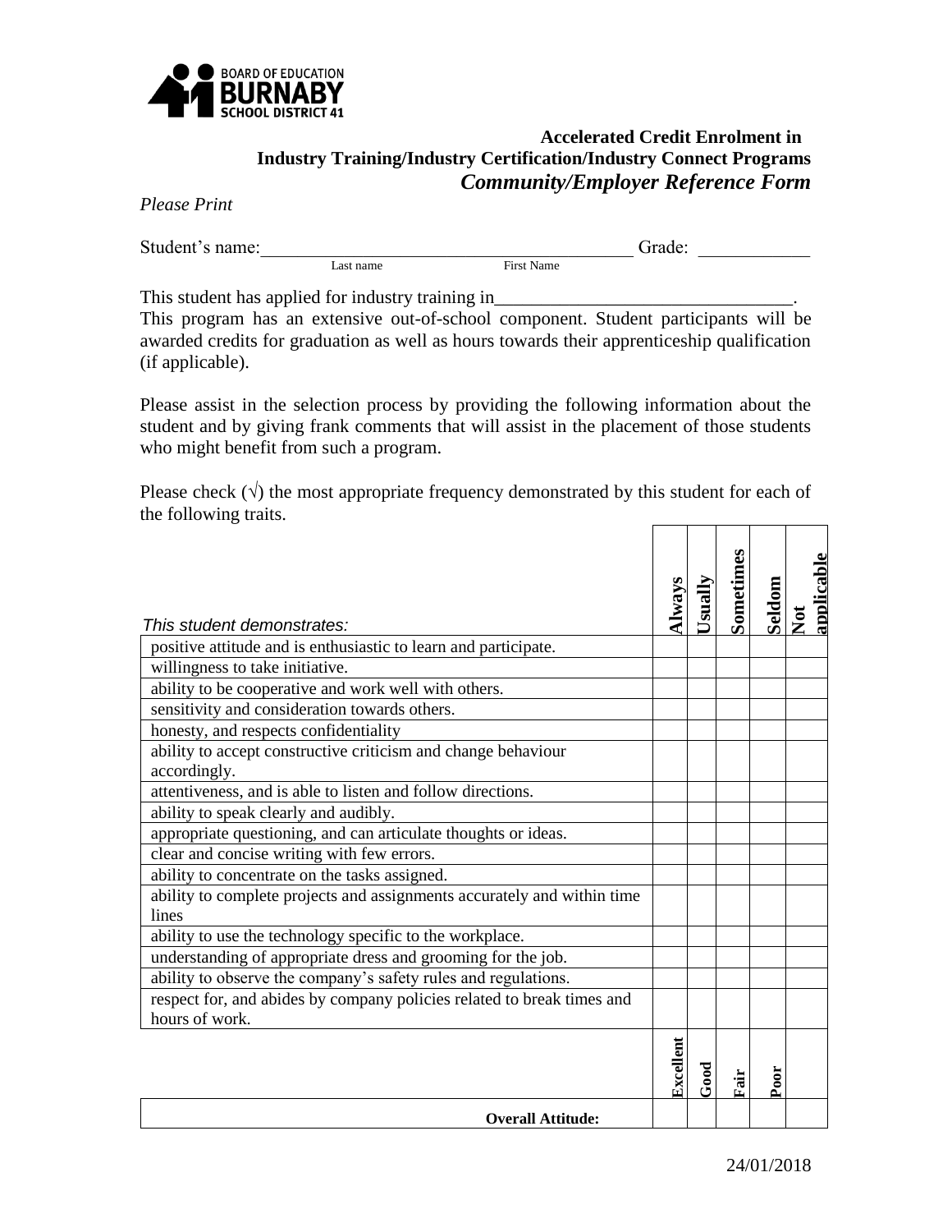BOARD OF EDUCATION
**BURNABY**
SCHOOL DISTRICT 41

## Accelerated Credit Enrolment in Industry Training/Industry Certification/Industry Connect Programs

## *Community/Employer Reference Form*

*Please Print*

Student's name:\_\_\_\_\_\_\_\_\_\_\_\_\_\_\_\_\_\_\_\_\_\_\_\_\_\_\_\_\_\_\_\_\_\_\_\_\_\_\_\_ Grade: \_\_\_\_\_\_\_\_\_\_\_\_
Last name First Name

This student has applied for industry training in\_\_\_\_\_\_\_\_\_\_\_\_\_\_\_\_\_\_\_\_\_\_\_\_\_\_\_\_\_\_\_\_.
This program has an extensive out-of-school component. Student participants will be awarded credits for graduation as well as hours towards their apprenticeship qualification (if applicable).

Please assist in the selection process by providing the following information about the student and by giving frank comments that will assist in the placement of those students who might benefit from such a program.

Please check (√) the most appropriate frequency demonstrated by this student for each of the following traits.

| *This student demonstrates:* | Always | Usually | Sometimes | Seldom | Not applicable |
|---|---|---|---|---|---|
| positive attitude and is enthusiastic to learn and participate. | | | | | |
| willingness to take initiative. | | | | | |
| ability to be cooperative and work well with others. | | | | | |
| sensitivity and consideration towards others. | | | | | |
| honesty, and respects confidentiality | | | | | |
| ability to accept constructive criticism and change behaviour accordingly. | | | | | |
| attentiveness, and is able to listen and follow directions. | | | | | |
| ability to speak clearly and audibly. | | | | | |
| appropriate questioning, and can articulate thoughts or ideas. | | | | | |
| clear and concise writing with few errors. | | | | | |
| ability to concentrate on the tasks assigned. | | | | | |
| ability to complete projects and assignments accurately and within time lines | | | | | |
| ability to use the technology specific to the workplace. | | | | | |
| understanding of appropriate dress and grooming for the job. | | | | | |
| ability to observe the company's safety rules and regulations. | | | | | |
| respect for, and abides by company policies related to break times and hours of work. | | | | | |
| | **Excellent** | **Good** | **Fair** | **Poor** | |
| **Overall Attitude:** | | | | | |

24/01/2018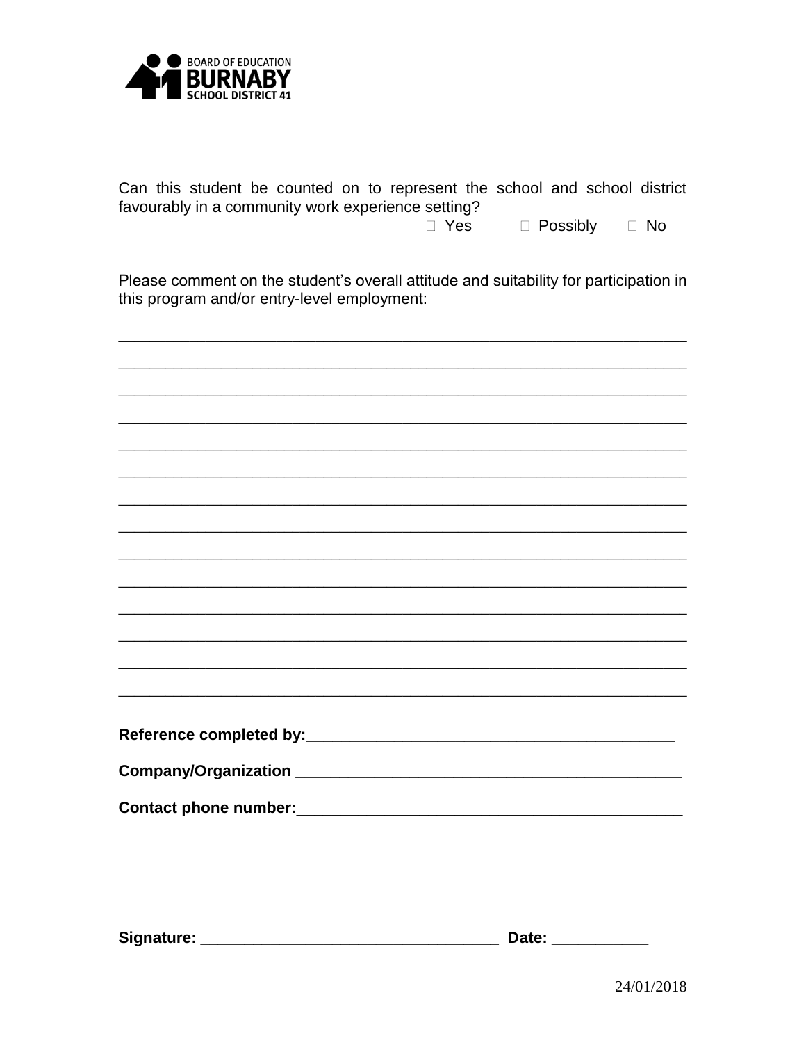BOARD OF EDUCATION
BURNABY
SCHOOL DISTRICT 41

Can this student be counted on to represent the school and school district favourably in a community work experience setting?

☐ Yes ☐ Possibly ☐ No

Please comment on the student's overall attitude and suitability for participation in this program and/or entry-level employment:

______________________________________________________________________

______________________________________________________________________

______________________________________________________________________

______________________________________________________________________

______________________________________________________________________

______________________________________________________________________

______________________________________________________________________

______________________________________________________________________

______________________________________________________________________

______________________________________________________________________

______________________________________________________________________

______________________________________________________________________

______________________________________________________________________

______________________________________________________________________

**Reference completed by:**_____________________________________________

**Company/Organization** _______________________________________________

**Contact phone number:**_______________________________________________

**Signature:** ____________________________________ **Date:** ___________

24/01/2018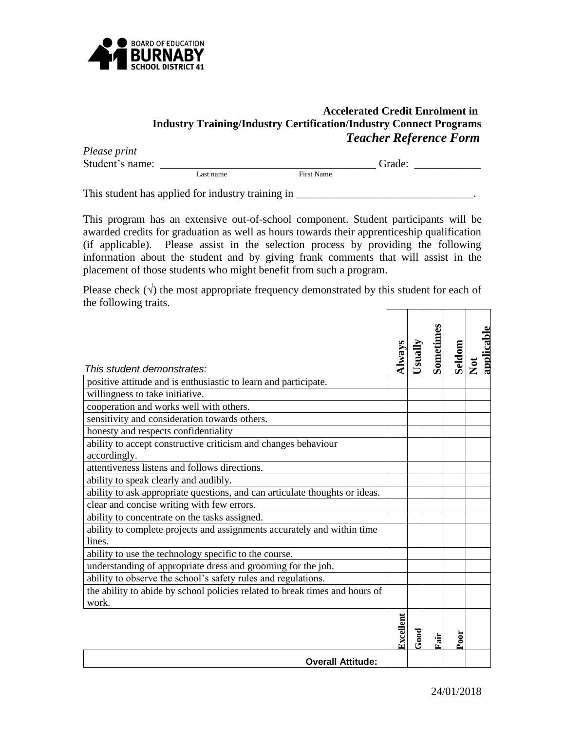BOARD OF EDUCATION
**BURNABY**
SCHOOL DISTRICT 41

## Accelerated Credit Enrolment in Industry Training/Industry Certification/Industry Connect Programs

## *Teacher Reference Form*

*Please print*

Student's name: ______________________________________ Grade: ____________
Last name First Name

This student has applied for industry training in ________________________________.

This program has an extensive out-of-school component. Student participants will be awarded credits for graduation as well as hours towards their apprenticeship qualification (if applicable). Please assist in the selection process by providing the following information about the student and by giving frank comments that will assist in the placement of those students who might benefit from such a program.

Please check (√) the most appropriate frequency demonstrated by this student for each of the following traits.

| *This student demonstrates:* | **Always** | **Usually** | **Sometimes** | **Seldom** | **Not applicable** |
|---|---|---|---|---|---|
| positive attitude and is enthusiastic to learn and participate. | | | | | |
| willingness to take initiative. | | | | | |
| cooperation and works well with others. | | | | | |
| sensitivity and consideration towards others. | | | | | |
| honesty and respects confidentiality | | | | | |
| ability to accept constructive criticism and changes behaviour accordingly. | | | | | |
| attentiveness listens and follows directions. | | | | | |
| ability to speak clearly and audibly. | | | | | |
| ability to ask appropriate questions, and can articulate thoughts or ideas. | | | | | |
| clear and concise writing with few errors. | | | | | |
| ability to concentrate on the tasks assigned. | | | | | |
| ability to complete projects and assignments accurately and within time lines. | | | | | |
| ability to use the technology specific to the course. | | | | | |
| understanding of appropriate dress and grooming for the job. | | | | | |
| ability to observe the school's safety rules and regulations. | | | | | |
| the ability to abide by school policies related to break times and hours of work. | | | | | |
| | **Excellent** | **Good** | **Fair** | **Poor** | |
| **Overall Attitude:** | | | | | |

24/01/2018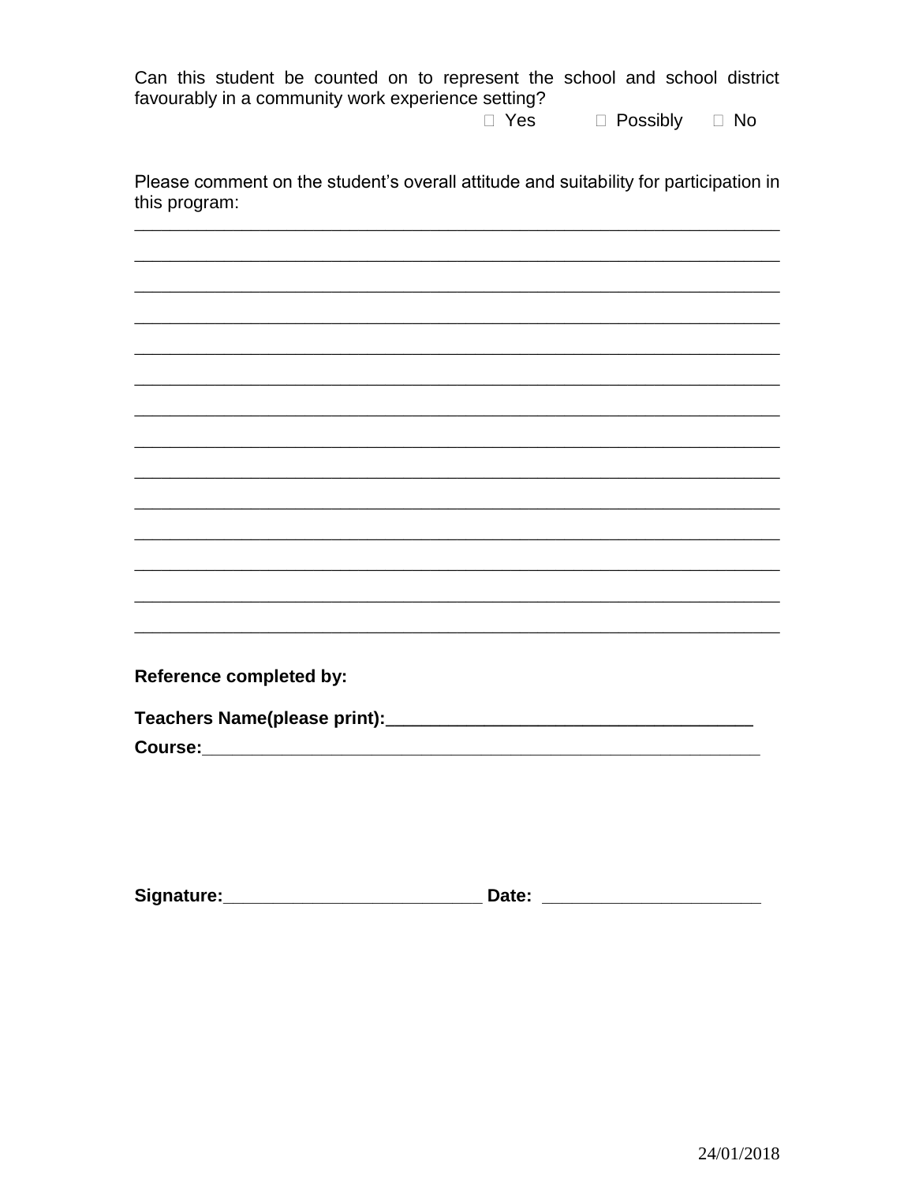Can this student be counted on to represent the school and school district favourably in a community work experience setting?

☐ Yes ☐ Possibly ☐ No

Please comment on the student's overall attitude and suitability for participation in this program:

______________________________________________________________________

______________________________________________________________________

______________________________________________________________________

______________________________________________________________________

______________________________________________________________________

______________________________________________________________________

______________________________________________________________________

______________________________________________________________________

______________________________________________________________________

______________________________________________________________________

______________________________________________________________________

______________________________________________________________________

______________________________________________________________________

______________________________________________________________________

**Reference completed by:**

**Teachers Name(please print):**______________________________________

**Course:**_________________________________________________________

**Signature:**__________________________ **Date:** ______________________

24/01/2018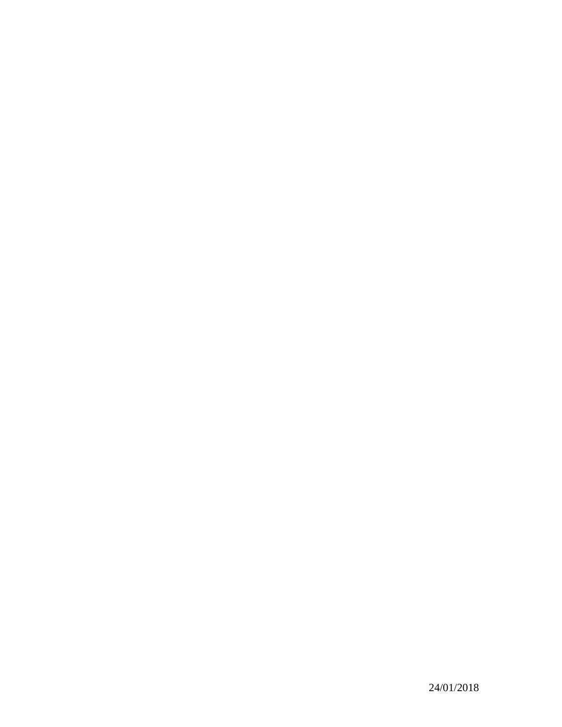24/01/2018